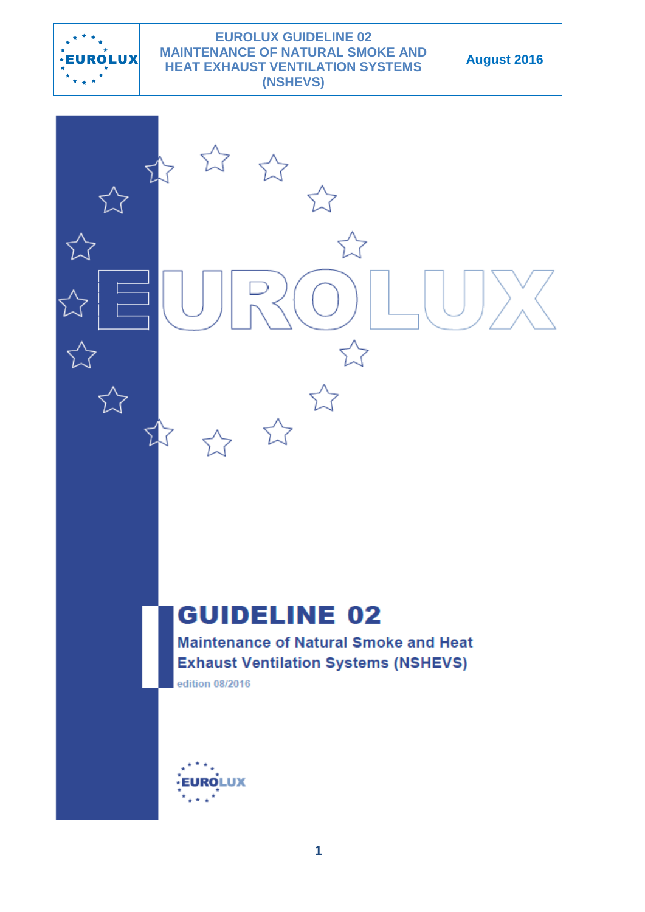# GUIDELINE 02

## Maintenance of Natural Smoke and Heat Exhaust Ventilation Systems (NSHEVS)

edition 08/2016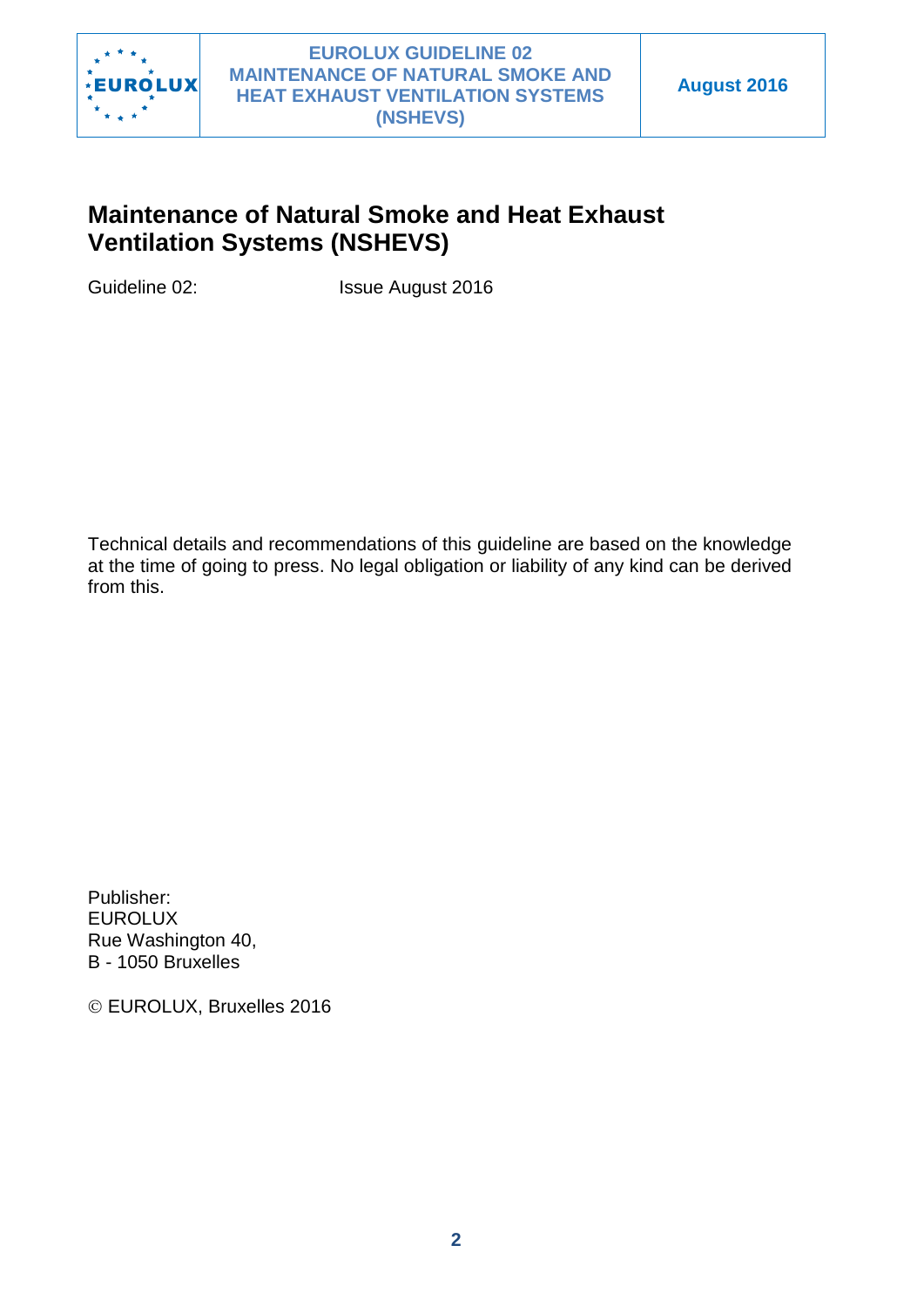# Maintenance of Natural Smoke and Heat Exhaust Ventilation Systems (NSHEVS)

Guideline 02: Issue August 2016

Technical details and recommendations of this guideline are based on the knowledge at the time of going to press. No legal obligation or liability of any kind can be derived from this.

Publisher:
EUROLUX
Rue Washington 40,
B - 1050 Bruxelles

© EUROLUX, Bruxelles 2016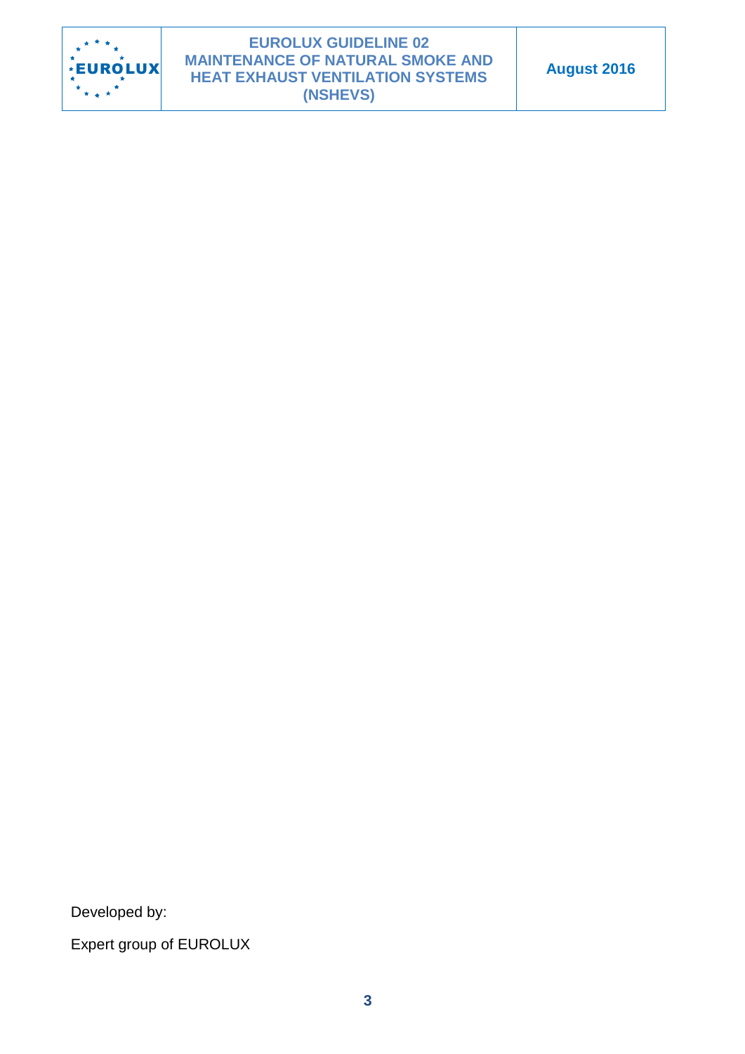Developed by:

Expert group of EUROLUX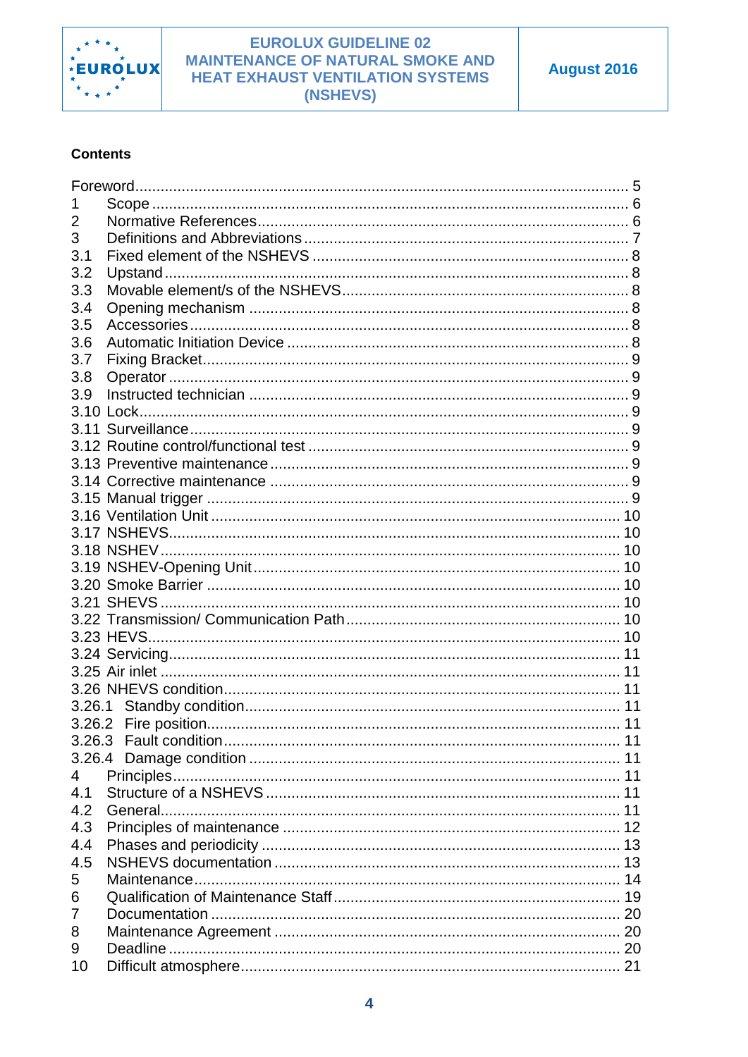## Contents

| | | |
|---|---|---|
| Foreword | | 5 |
| 1 | Scope | 6 |
| 2 | Normative References | 6 |
| 3 | Definitions and Abbreviations | 7 |
| 3.1 | Fixed element of the NSHEVS | 8 |
| 3.2 | Upstand | 8 |
| 3.3 | Movable element/s of the NSHEVS | 8 |
| 3.4 | Opening mechanism | 8 |
| 3.5 | Accessories | 8 |
| 3.6 | Automatic Initiation Device | 8 |
| 3.7 | Fixing Bracket | 9 |
| 3.8 | Operator | 9 |
| 3.9 | Instructed technician | 9 |
| 3.10 | Lock | 9 |
| 3.11 | Surveillance | 9 |
| 3.12 | Routine control/functional test | 9 |
| 3.13 | Preventive maintenance | 9 |
| 3.14 | Corrective maintenance | 9 |
| 3.15 | Manual trigger | 9 |
| 3.16 | Ventilation Unit | 10 |
| 3.17 | NSHEVS | 10 |
| 3.18 | NSHEV | 10 |
| 3.19 | NSHEV-Opening Unit | 10 |
| 3.20 | Smoke Barrier | 10 |
| 3.21 | SHEVS | 10 |
| 3.22 | Transmission/ Communication Path | 10 |
| 3.23 | HEVS | 10 |
| 3.24 | Servicing | 11 |
| 3.25 | Air inlet | 11 |
| 3.26 | NHEVS condition | 11 |
| 3.26.1 | Standby condition | 11 |
| 3.26.2 | Fire position | 11 |
| 3.26.3 | Fault condition | 11 |
| 3.26.4 | Damage condition | 11 |
| 4 | Principles | 11 |
| 4.1 | Structure of a NSHEVS | 11 |
| 4.2 | General | 11 |
| 4.3 | Principles of maintenance | 12 |
| 4.4 | Phases and periodicity | 13 |
| 4.5 | NSHEVS documentation | 13 |
| 5 | Maintenance | 14 |
| 6 | Qualification of Maintenance Staff | 19 |
| 7 | Documentation | 20 |
| 8 | Maintenance Agreement | 20 |
| 9 | Deadline | 20 |
| 10 | Difficult atmosphere | 21 |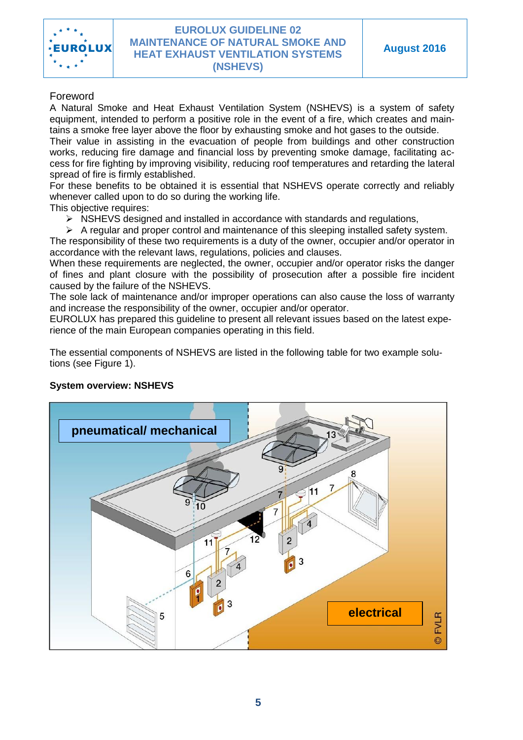## Foreword

A Natural Smoke and Heat Exhaust Ventilation System (NSHEVS) is a system of safety equipment, intended to perform a positive role in the event of a fire, which creates and maintains a smoke free layer above the floor by exhausting smoke and hot gases to the outside.
Their value in assisting in the evacuation of people from buildings and other construction works, reducing fire damage and financial loss by preventing smoke damage, facilitating access for fire fighting by improving visibility, reducing roof temperatures and retarding the lateral spread of fire is firmly established.
For these benefits to be obtained it is essential that NSHEVS operate correctly and reliably whenever called upon to do so during the working life.
This objective requires:

- NSHEVS designed and installed in accordance with standards and regulations,
- A regular and proper control and maintenance of this sleeping installed safety system.

The responsibility of these two requirements is a duty of the owner, occupier and/or operator in accordance with the relevant laws, regulations, policies and clauses.
When these requirements are neglected, the owner, occupier and/or operator risks the danger of fines and plant closure with the possibility of prosecution after a possible fire incident caused by the failure of the NSHEVS.
The sole lack of maintenance and/or improper operations can also cause the loss of warranty and increase the responsibility of the owner, occupier and/or operator.
EUROLUX has prepared this guideline to present all relevant issues based on the latest experience of the main European companies operating in this field.

The essential components of NSHEVS are listed in the following table for two example solutions (see Figure 1).

**System overview: NSHEVS**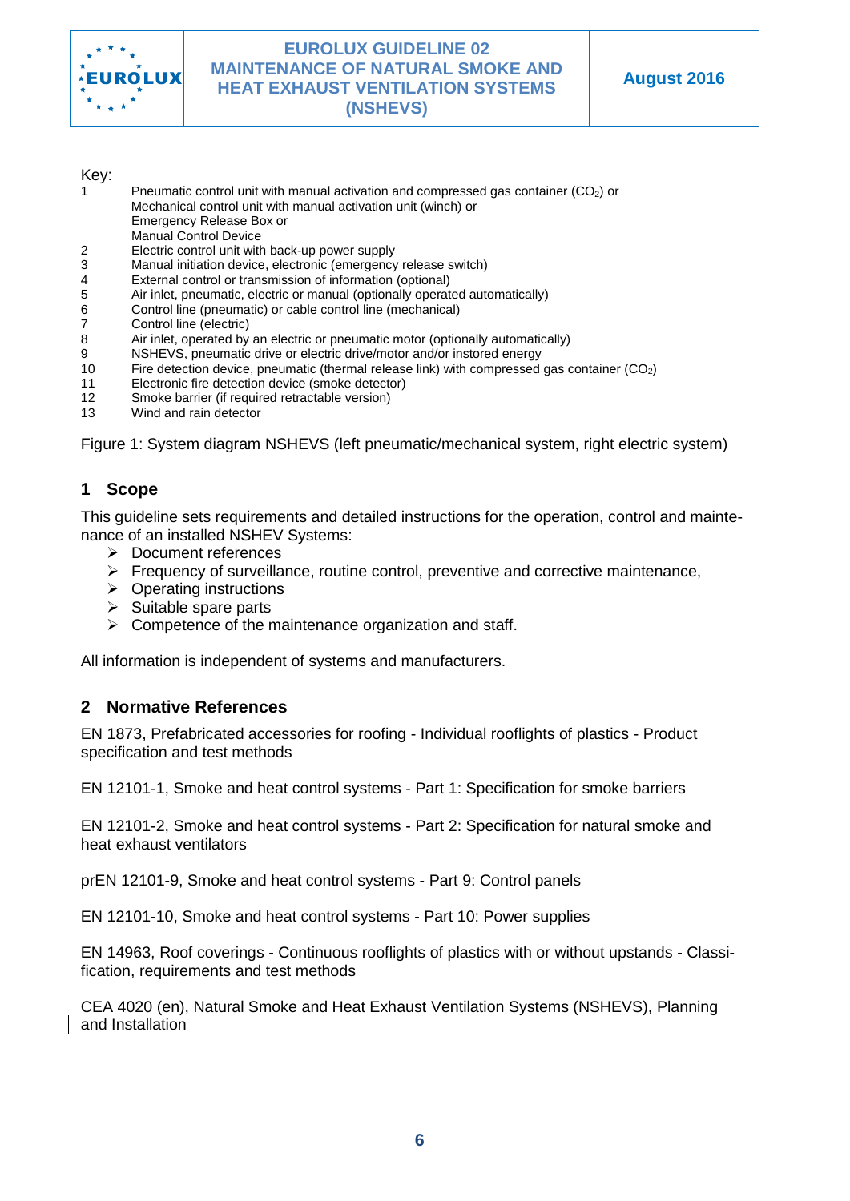Key:

1 Pneumatic control unit with manual activation and compressed gas container ($CO_2$) or
  Mechanical control unit with manual activation unit (winch) or
  Emergency Release Box or
  Manual Control Device

2 Electric control unit with back-up power supply

3 Manual initiation device, electronic (emergency release switch)

4 External control or transmission of information (optional)

5 Air inlet, pneumatic, electric or manual (optionally operated automatically)

6 Control line (pneumatic) or cable control line (mechanical)

7 Control line (electric)

8 Air inlet, operated by an electric or pneumatic motor (optionally automatically)

9 NSHEVS, pneumatic drive or electric drive/motor and/or instored energy

10 Fire detection device, pneumatic (thermal release link) with compressed gas container ($CO_2$)

11 Electronic fire detection device (smoke detector)

12 Smoke barrier (if required retractable version)

13 Wind and rain detector

Figure 1: System diagram NSHEVS (left pneumatic/mechanical system, right electric system)

## 1 Scope

This guideline sets requirements and detailed instructions for the operation, control and maintenance of an installed NSHEV Systems:

- Document references
- Frequency of surveillance, routine control, preventive and corrective maintenance,
- Operating instructions
- Suitable spare parts
- Competence of the maintenance organization and staff.

All information is independent of systems and manufacturers.

## 2 Normative References

EN 1873, Prefabricated accessories for roofing - Individual rooflights of plastics - Product specification and test methods

EN 12101-1, Smoke and heat control systems - Part 1: Specification for smoke barriers

EN 12101-2, Smoke and heat control systems - Part 2: Specification for natural smoke and heat exhaust ventilators

prEN 12101-9, Smoke and heat control systems - Part 9: Control panels

EN 12101-10, Smoke and heat control systems - Part 10: Power supplies

EN 14963, Roof coverings - Continuous rooflights of plastics with or without upstands - Classification, requirements and test methods

CEA 4020 (en), Natural Smoke and Heat Exhaust Ventilation Systems (NSHEVS), Planning and Installation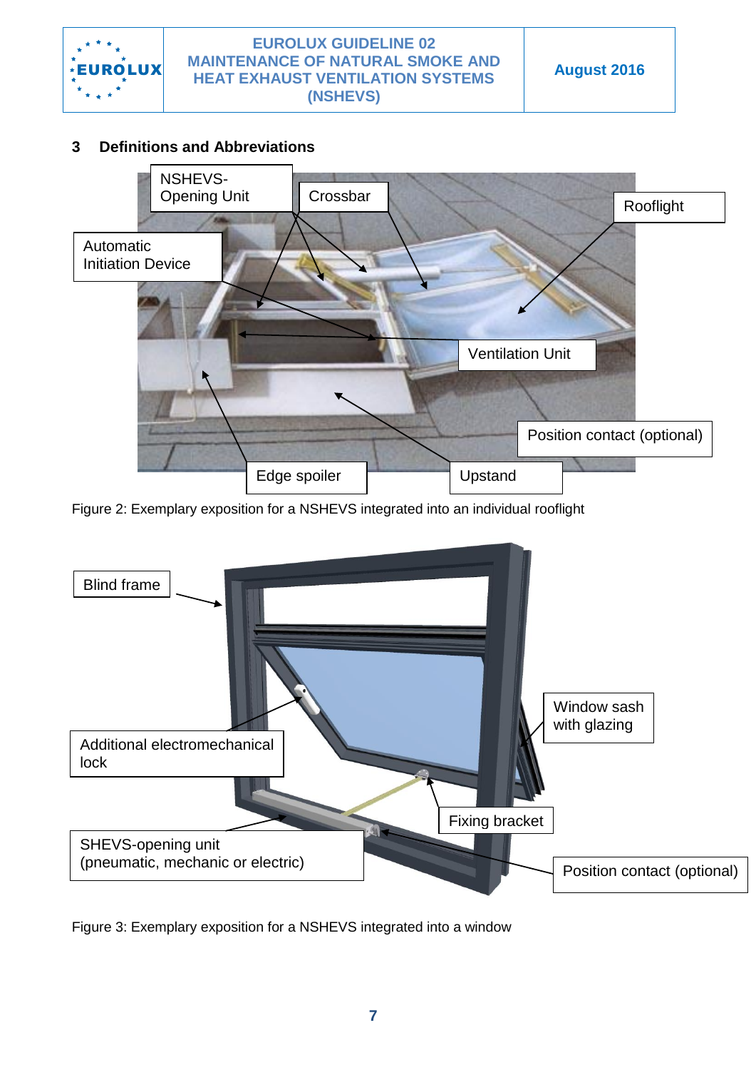## 3 Definitions and Abbreviations

Figure 2: Exemplary exposition for a NSHEVS integrated into an individual rooflight

Figure 3: Exemplary exposition for a NSHEVS integrated into a window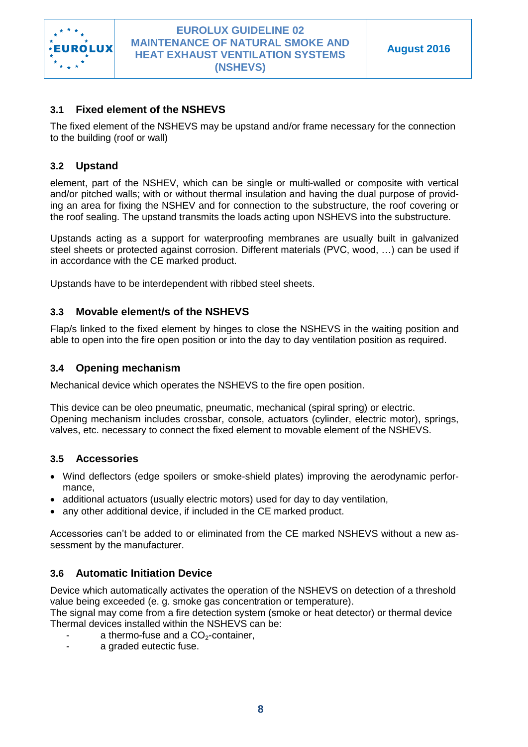### 3.1 Fixed element of the NSHEVS

The fixed element of the NSHEVS may be upstand and/or frame necessary for the connection to the building (roof or wall)

### 3.2 Upstand

element, part of the NSHEV, which can be single or multi-walled or composite with vertical and/or pitched walls; with or without thermal insulation and having the dual purpose of providing an area for fixing the NSHEV and for connection to the substructure, the roof covering or the roof sealing. The upstand transmits the loads acting upon NSHEVS into the substructure.

Upstands acting as a support for waterproofing membranes are usually built in galvanized steel sheets or protected against corrosion. Different materials (PVC, wood, …) can be used if in accordance with the CE marked product.

Upstands have to be interdependent with ribbed steel sheets.

### 3.3 Movable element/s of the NSHEVS

Flap/s linked to the fixed element by hinges to close the NSHEVS in the waiting position and able to open into the fire open position or into the day to day ventilation position as required.

### 3.4 Opening mechanism

Mechanical device which operates the NSHEVS to the fire open position.

This device can be oleo pneumatic, pneumatic, mechanical (spiral spring) or electric.
Opening mechanism includes crossbar, console, actuators (cylinder, electric motor), springs, valves, etc. necessary to connect the fixed element to movable element of the NSHEVS.

### 3.5 Accessories

- Wind deflectors (edge spoilers or smoke-shield plates) improving the aerodynamic performance,
- additional actuators (usually electric motors) used for day to day ventilation,
- any other additional device, if included in the CE marked product.

Accessories can't be added to or eliminated from the CE marked NSHEVS without a new assessment by the manufacturer.

### 3.6 Automatic Initiation Device

Device which automatically activates the operation of the NSHEVS on detection of a threshold value being exceeded (e. g. smoke gas concentration or temperature).
The signal may come from a fire detection system (smoke or heat detector) or thermal device
Thermal devices installed within the NSHEVS can be:

- a thermo-fuse and a $CO_2$-container,
- a graded eutectic fuse.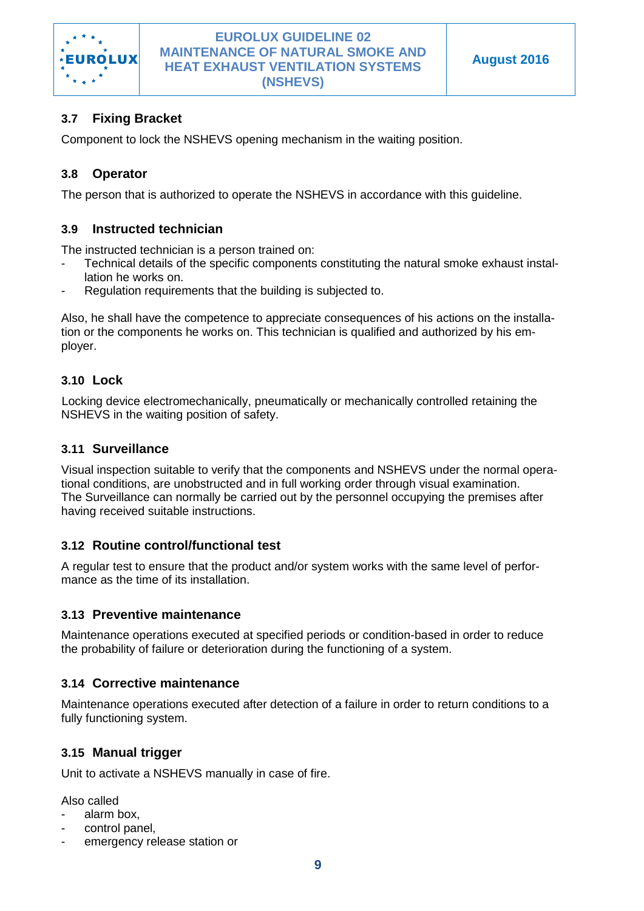### 3.7 Fixing Bracket

Component to lock the NSHEVS opening mechanism in the waiting position.

### 3.8 Operator

The person that is authorized to operate the NSHEVS in accordance with this guideline.

### 3.9 Instructed technician

The instructed technician is a person trained on:

- Technical details of the specific components constituting the natural smoke exhaust installation he works on.
- Regulation requirements that the building is subjected to.

Also, he shall have the competence to appreciate consequences of his actions on the installation or the components he works on. This technician is qualified and authorized by his employer.

### 3.10 Lock

Locking device electromechanically, pneumatically or mechanically controlled retaining the NSHEVS in the waiting position of safety.

### 3.11 Surveillance

Visual inspection suitable to verify that the components and NSHEVS under the normal operational conditions, are unobstructed and in full working order through visual examination.
The Surveillance can normally be carried out by the personnel occupying the premises after having received suitable instructions.

### 3.12 Routine control/functional test

A regular test to ensure that the product and/or system works with the same level of performance as the time of its installation.

### 3.13 Preventive maintenance

Maintenance operations executed at specified periods or condition-based in order to reduce the probability of failure or deterioration during the functioning of a system.

### 3.14 Corrective maintenance

Maintenance operations executed after detection of a failure in order to return conditions to a fully functioning system.

### 3.15 Manual trigger

Unit to activate a NSHEVS manually in case of fire.

Also called

- alarm box,
- control panel,
- emergency release station or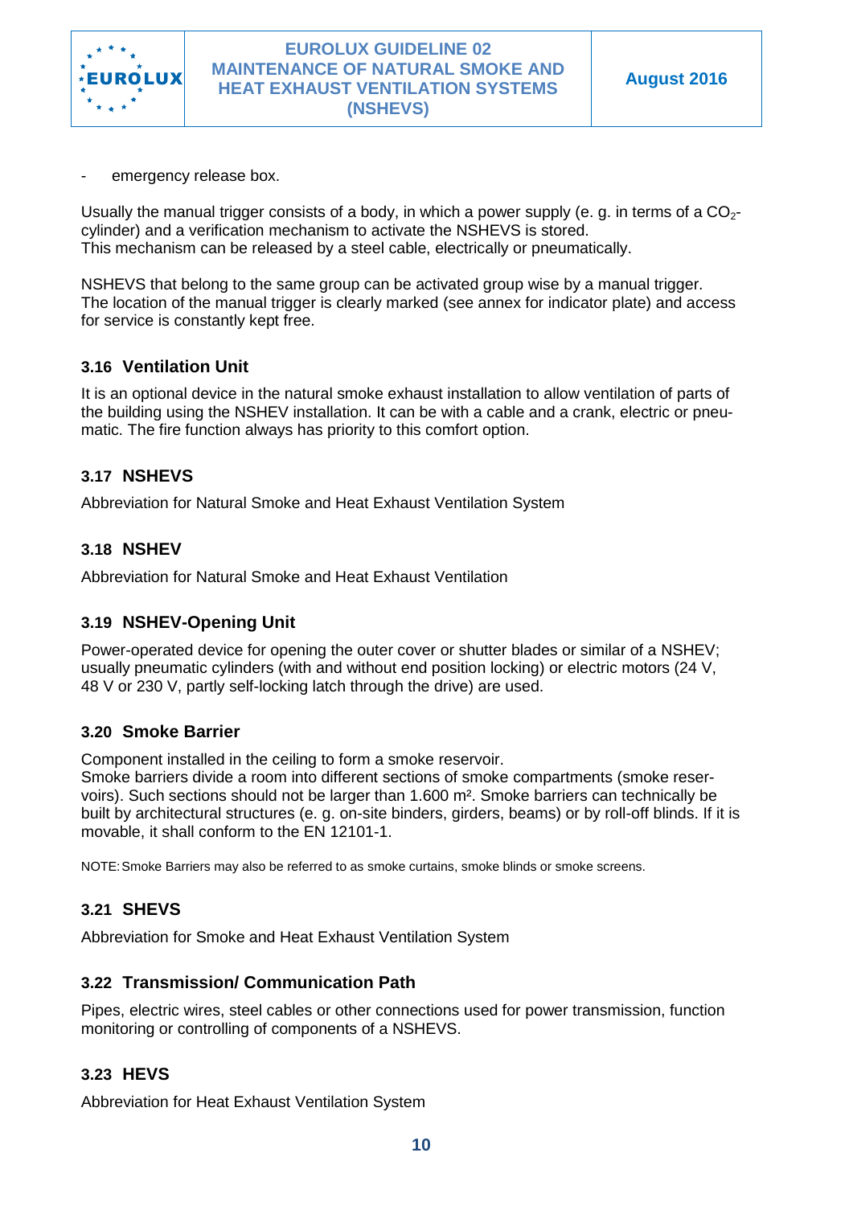- emergency release box.

Usually the manual trigger consists of a body, in which a power supply (e. g. in terms of a $CO_2$-cylinder) and a verification mechanism to activate the NSHEVS is stored.
This mechanism can be released by a steel cable, electrically or pneumatically.

NSHEVS that belong to the same group can be activated group wise by a manual trigger.
The location of the manual trigger is clearly marked (see annex for indicator plate) and access for service is constantly kept free.

### 3.16 Ventilation Unit

It is an optional device in the natural smoke exhaust installation to allow ventilation of parts of the building using the NSHEV installation. It can be with a cable and a crank, electric or pneumatic. The fire function always has priority to this comfort option.

### 3.17 NSHEVS

Abbreviation for Natural Smoke and Heat Exhaust Ventilation System

### 3.18 NSHEV

Abbreviation for Natural Smoke and Heat Exhaust Ventilation

### 3.19 NSHEV-Opening Unit

Power-operated device for opening the outer cover or shutter blades or similar of a NSHEV; usually pneumatic cylinders (with and without end position locking) or electric motors (24 V, 48 V or 230 V, partly self-locking latch through the drive) are used.

### 3.20 Smoke Barrier

Component installed in the ceiling to form a smoke reservoir.
Smoke barriers divide a room into different sections of smoke compartments (smoke reservoirs). Such sections should not be larger than 1.600 m². Smoke barriers can technically be built by architectural structures (e. g. on-site binders, girders, beams) or by roll-off blinds. If it is movable, it shall conform to the EN 12101-1.

NOTE: Smoke Barriers may also be referred to as smoke curtains, smoke blinds or smoke screens.

### 3.21 SHEVS

Abbreviation for Smoke and Heat Exhaust Ventilation System

### 3.22 Transmission/ Communication Path

Pipes, electric wires, steel cables or other connections used for power transmission, function monitoring or controlling of components of a NSHEVS.

### 3.23 HEVS

Abbreviation for Heat Exhaust Ventilation System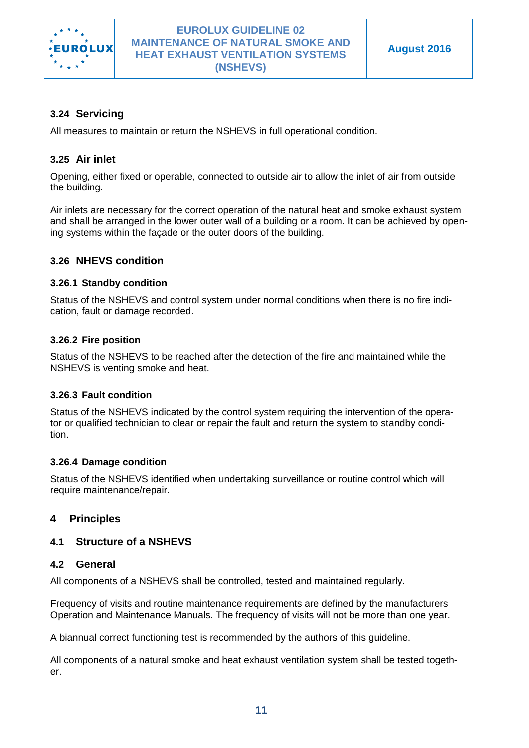### 3.24 Servicing

All measures to maintain or return the NSHEVS in full operational condition.

### 3.25 Air inlet

Opening, either fixed or operable, connected to outside air to allow the inlet of air from outside the building.

Air inlets are necessary for the correct operation of the natural heat and smoke exhaust system and shall be arranged in the lower outer wall of a building or a room. It can be achieved by opening systems within the façade or the outer doors of the building.

### 3.26 NHEVS condition

#### 3.26.1 Standby condition

Status of the NSHEVS and control system under normal conditions when there is no fire indication, fault or damage recorded.

#### 3.26.2 Fire position

Status of the NSHEVS to be reached after the detection of the fire and maintained while the NSHEVS is venting smoke and heat.

#### 3.26.3 Fault condition

Status of the NSHEVS indicated by the control system requiring the intervention of the operator or qualified technician to clear or repair the fault and return the system to standby condition.

#### 3.26.4 Damage condition

Status of the NSHEVS identified when undertaking surveillance or routine control which will require maintenance/repair.

## 4 Principles

### 4.1 Structure of a NSHEVS

### 4.2 General

All components of a NSHEVS shall be controlled, tested and maintained regularly.

Frequency of visits and routine maintenance requirements are defined by the manufacturers Operation and Maintenance Manuals. The frequency of visits will not be more than one year.

A biannual correct functioning test is recommended by the authors of this guideline.

All components of a natural smoke and heat exhaust ventilation system shall be tested together.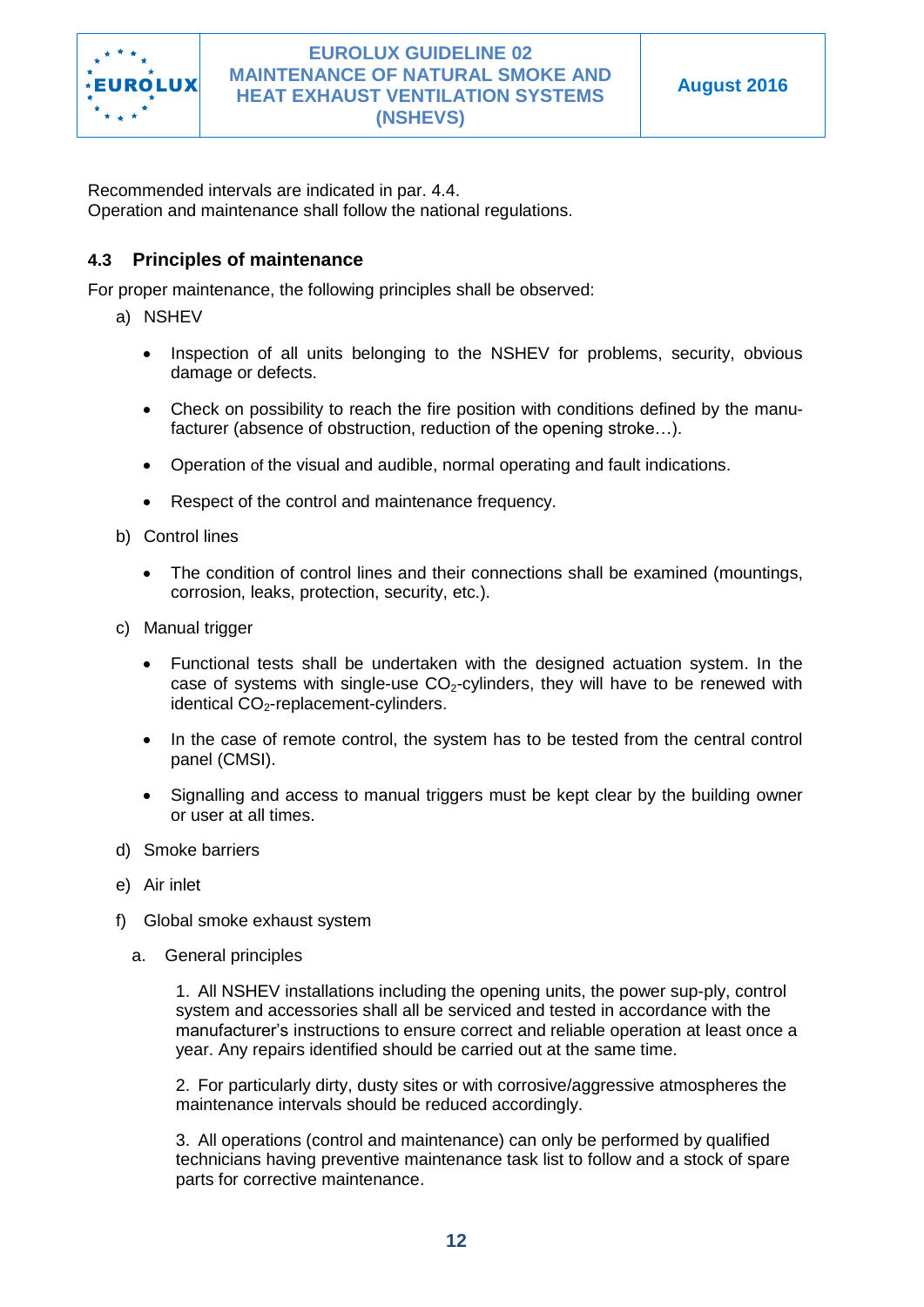Recommended intervals are indicated in par. 4.4.
Operation and maintenance shall follow the national regulations.

### 4.3 Principles of maintenance

For proper maintenance, the following principles shall be observed:

a) NSHEV

- Inspection of all units belonging to the NSHEV for problems, security, obvious damage or defects.
- Check on possibility to reach the fire position with conditions defined by the manu-facturer (absence of obstruction, reduction of the opening stroke…).
- Operation of the visual and audible, normal operating and fault indications.
- Respect of the control and maintenance frequency.

b) Control lines

- The condition of control lines and their connections shall be examined (mountings, corrosion, leaks, protection, security, etc.).

c) Manual trigger

- Functional tests shall be undertaken with the designed actuation system. In the case of systems with single-use $CO_2$-cylinders, they will have to be renewed with identical $CO_2$-replacement-cylinders.
- In the case of remote control, the system has to be tested from the central control panel (CMSI).
- Signalling and access to manual triggers must be kept clear by the building owner or user at all times.

d) Smoke barriers

e) Air inlet

f) Global smoke exhaust system

a. General principles

1. All NSHEV installations including the opening units, the power sup-ply, control system and accessories shall all be serviced and tested in accordance with the manufacturer's instructions to ensure correct and reliable operation at least once a year. Any repairs identified should be carried out at the same time.

2. For particularly dirty, dusty sites or with corrosive/aggressive atmospheres the maintenance intervals should be reduced accordingly.

3. All operations (control and maintenance) can only be performed by qualified technicians having preventive maintenance task list to follow and a stock of spare parts for corrective maintenance.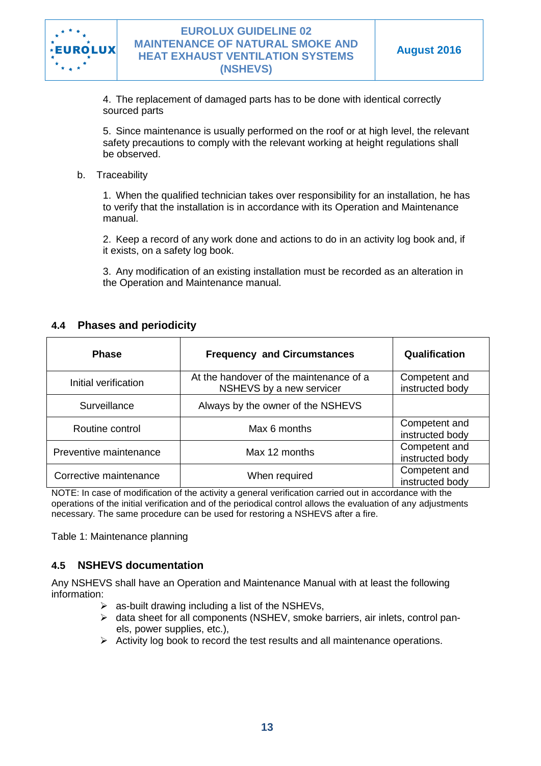4. The replacement of damaged parts has to be done with identical correctly sourced parts

5. Since maintenance is usually performed on the roof or at high level, the relevant safety precautions to comply with the relevant working at height regulations shall be observed.

b. Traceability

1. When the qualified technician takes over responsibility for an installation, he has to verify that the installation is in accordance with its Operation and Maintenance manual.

2. Keep a record of any work done and actions to do in an activity log book and, if it exists, on a safety log book.

3. Any modification of an existing installation must be recorded as an alteration in the Operation and Maintenance manual.

### 4.4 Phases and periodicity

| Phase | Frequency and Circumstances | Qualification |
|---|---|---|
| Initial verification | At the handover of the maintenance of a NSHEVS by a new servicer | Competent and instructed body |
| Surveillance | Always by the owner of the NSHEVS | |
| Routine control | Max 6 months | Competent and instructed body |
| Preventive maintenance | Max 12 months | Competent and instructed body |
| Corrective maintenance | When required | Competent and instructed body |

NOTE: In case of modification of the activity a general verification carried out in accordance with the operations of the initial verification and of the periodical control allows the evaluation of any adjustments necessary. The same procedure can be used for restoring a NSHEVS after a fire.

Table 1: Maintenance planning

### 4.5 NSHEVS documentation

Any NSHEVS shall have an Operation and Maintenance Manual with at least the following information:

- as-built drawing including a list of the NSHEVs,
- data sheet for all components (NSHEV, smoke barriers, air inlets, control panels, power supplies, etc.),
- Activity log book to record the test results and all maintenance operations.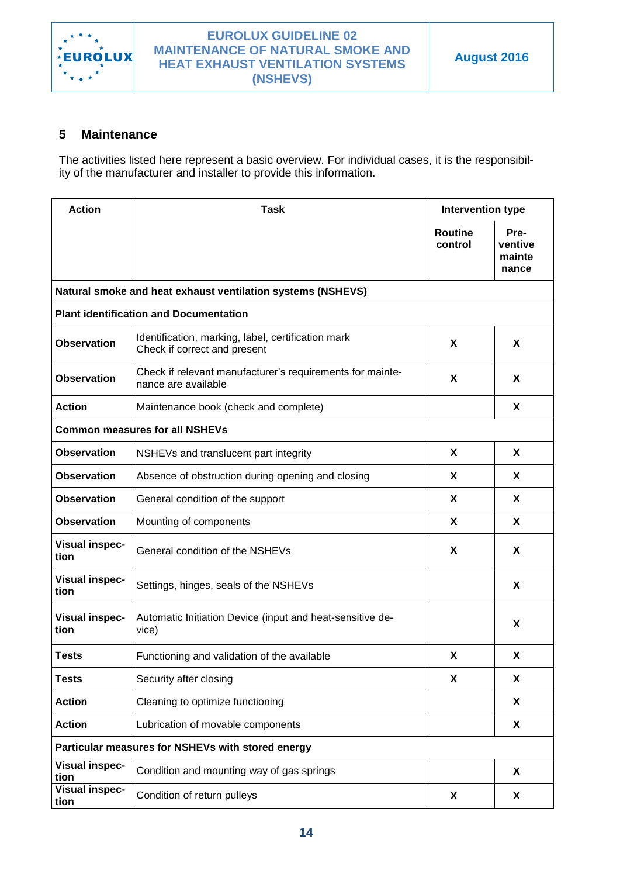## 5 Maintenance

The activities listed here represent a basic overview. For individual cases, it is the responsibility of the manufacturer and installer to provide this information.

| Action | Task | Intervention type | |
|---|---|---|---|
| | | Routine control | Preventive maintenance |
| **Natural smoke and heat exhaust ventilation systems (NSHEVS)** | | | |
| **Plant identification and Documentation** | | | |
| **Observation** | Identification, marking, label, certification mark<br>Check if correct and present | X | X |
| **Observation** | Check if relevant manufacturer's requirements for maintenance are available | X | X |
| **Action** | Maintenance book (check and complete) | | X |
| **Common measures for all NSHEVs** | | | |
| **Observation** | NSHEVs and translucent part integrity | X | X |
| **Observation** | Absence of obstruction during opening and closing | X | X |
| **Observation** | General condition of the support | X | X |
| **Observation** | Mounting of components | X | X |
| **Visual inspection** | General condition of the NSHEVs | X | X |
| **Visual inspection** | Settings, hinges, seals of the NSHEVs | | X |
| **Visual inspection** | Automatic Initiation Device (input and heat-sensitive device) | | X |
| **Tests** | Functioning and validation of the available | X | X |
| **Tests** | Security after closing | X | X |
| **Action** | Cleaning to optimize functioning | | X |
| **Action** | Lubrication of movable components | | X |
| **Particular measures for NSHEVs with stored energy** | | | |
| **Visual inspection** | Condition and mounting way of gas springs | | X |
| **Visual inspection** | Condition of return pulleys | X | X |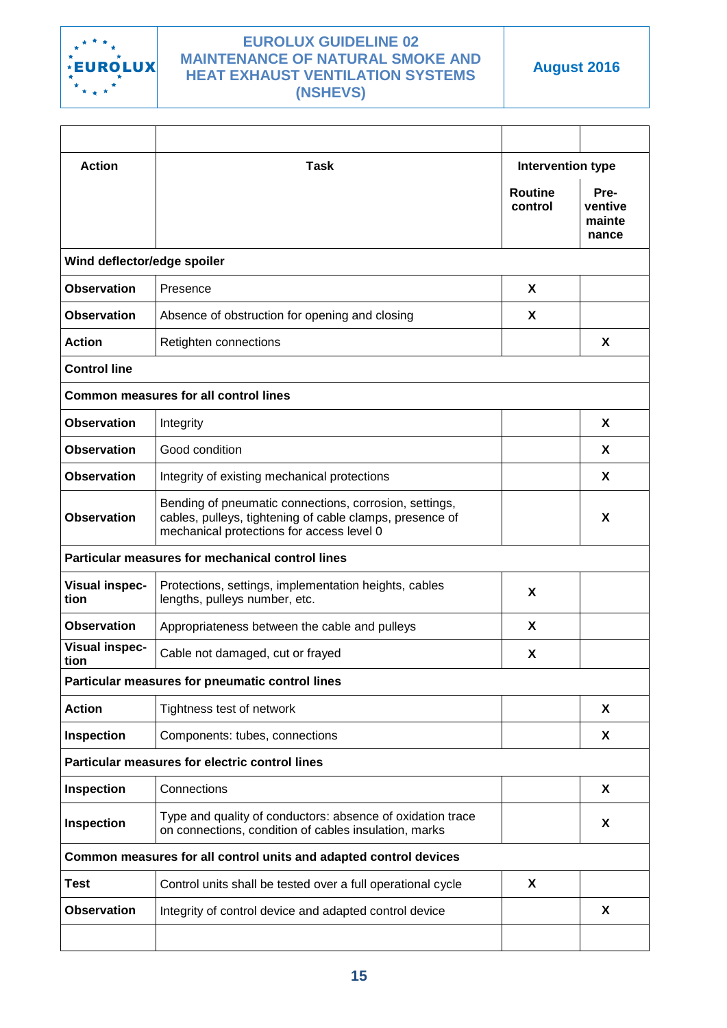| Action | Task | Intervention type | |
|---|---|---|---|
| | | Routine control | Pre-ventive mainte nance |
| **Wind deflector/edge spoiler** | | | |
| **Observation** | Presence | X | |
| **Observation** | Absence of obstruction for opening and closing | X | |
| **Action** | Retighten connections | | X |
| **Control line** | | | |
| **Common measures for all control lines** | | | |
| **Observation** | Integrity | | X |
| **Observation** | Good condition | | X |
| **Observation** | Integrity of existing mechanical protections | | X |
| **Observation** | Bending of pneumatic connections, corrosion, settings, cables, pulleys, tightening of cable clamps, presence of mechanical protections for access level 0 | | X |
| **Particular measures for mechanical control lines** | | | |
| **Visual inspection** | Protections, settings, implementation heights, cables lengths, pulleys number, etc. | X | |
| **Observation** | Appropriateness between the cable and pulleys | X | |
| **Visual inspection** | Cable not damaged, cut or frayed | X | |
| **Particular measures for pneumatic control lines** | | | |
| **Action** | Tightness test of network | | X |
| **Inspection** | Components: tubes, connections | | X |
| **Particular measures for electric control lines** | | | |
| **Inspection** | Connections | | X |
| **Inspection** | Type and quality of conductors: absence of oxidation trace on connections, condition of cables insulation, marks | | X |
| **Common measures for all control units and adapted control devices** | | | |
| **Test** | Control units shall be tested over a full operational cycle | X | |
| **Observation** | Integrity of control device and adapted control device | | X |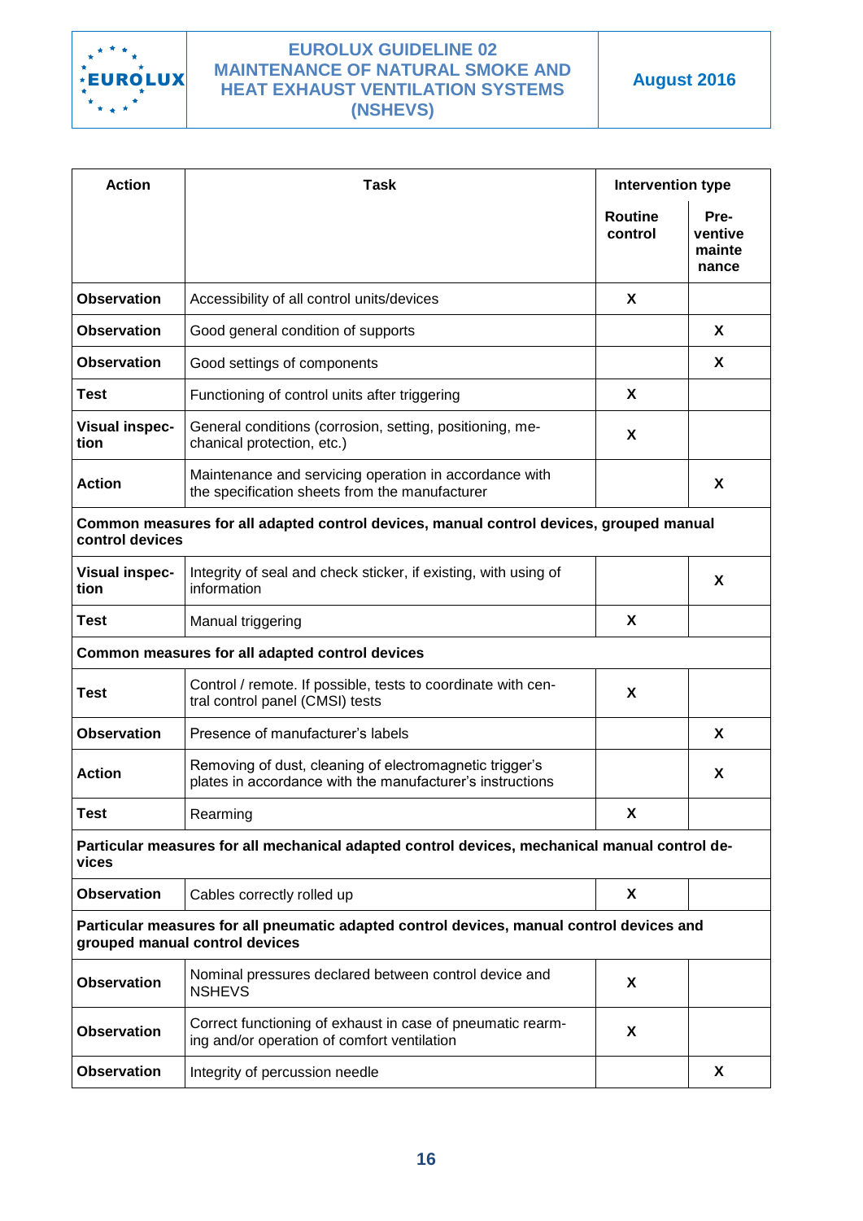| Action | Task | Intervention type | |
|---|---|---|---|
| | | **Routine control** | **Pre-ventive maintenance** |
| **Observation** | Accessibility of all control units/devices | X | |
| **Observation** | Good general condition of supports | | X |
| **Observation** | Good settings of components | | X |
| **Test** | Functioning of control units after triggering | X | |
| **Visual inspection** | General conditions (corrosion, setting, positioning, mechanical protection, etc.) | X | |
| **Action** | Maintenance and servicing operation in accordance with the specification sheets from the manufacturer | | X |
| **Common measures for all adapted control devices, manual control devices, grouped manual control devices** | | | |
| **Visual inspection** | Integrity of seal and check sticker, if existing, with using of information | | X |
| **Test** | Manual triggering | X | |
| **Common measures for all adapted control devices** | | | |
| **Test** | Control / remote. If possible, tests to coordinate with central control panel (CMSI) tests | X | |
| **Observation** | Presence of manufacturer's labels | | X |
| **Action** | Removing of dust, cleaning of electromagnetic trigger's plates in accordance with the manufacturer's instructions | | X |
| **Test** | Rearming | X | |
| **Particular measures for all mechanical adapted control devices, mechanical manual control devices** | | | |
| **Observation** | Cables correctly rolled up | X | |
| **Particular measures for all pneumatic adapted control devices, manual control devices and grouped manual control devices** | | | |
| **Observation** | Nominal pressures declared between control device and NSHEVS | X | |
| **Observation** | Correct functioning of exhaust in case of pneumatic rearming and/or operation of comfort ventilation | X | |
| **Observation** | Integrity of percussion needle | | X |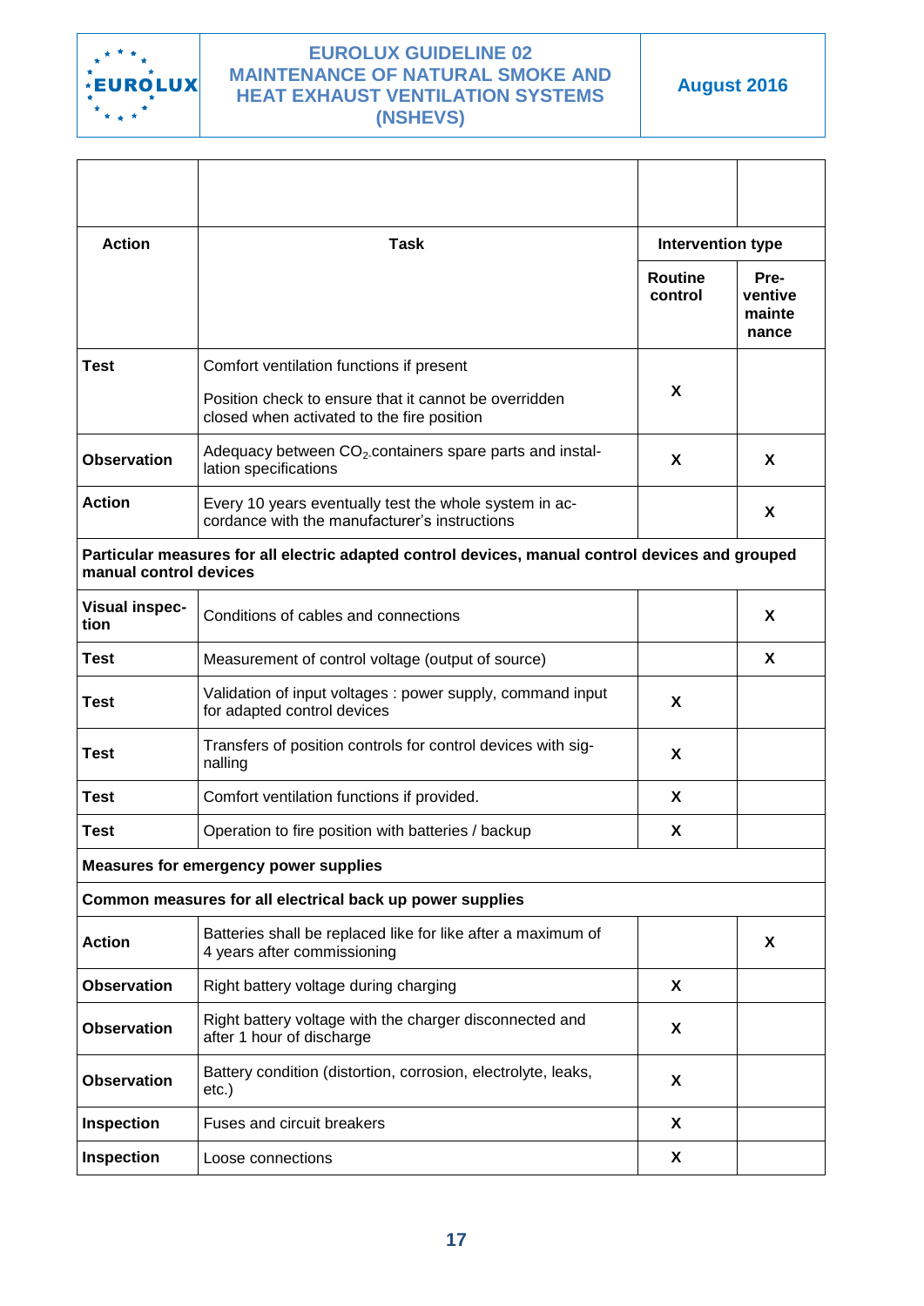| Action | Task | Intervention type | |
|---|---|---|---|
| | | Routine control | Pre-ventive maintenance |
| **Test** | Comfort ventilation functions if present<br><br>Position check to ensure that it cannot be overridden closed when activated to the fire position | X | |
| **Observation** | Adequacy between $CO_2$ containers spare parts and installation specifications | X | X |
| **Action** | Every 10 years eventually test the whole system in accordance with the manufacturer's instructions | | X |
| **Particular measures for all electric adapted control devices, manual control devices and grouped manual control devices** | | | |
| **Visual inspection** | Conditions of cables and connections | | X |
| **Test** | Measurement of control voltage (output of source) | | X |
| **Test** | Validation of input voltages : power supply, command input for adapted control devices | X | |
| **Test** | Transfers of position controls for control devices with signalling | X | |
| **Test** | Comfort ventilation functions if provided. | X | |
| **Test** | Operation to fire position with batteries / backup | X | |
| **Measures for emergency power supplies** | | | |
| **Common measures for all electrical back up power supplies** | | | |
| **Action** | Batteries shall be replaced like for like after a maximum of 4 years after commissioning | | X |
| **Observation** | Right battery voltage during charging | X | |
| **Observation** | Right battery voltage with the charger disconnected and after 1 hour of discharge | X | |
| **Observation** | Battery condition (distortion, corrosion, electrolyte, leaks, etc.) | X | |
| **Inspection** | Fuses and circuit breakers | X | |
| **Inspection** | Loose connections | X | |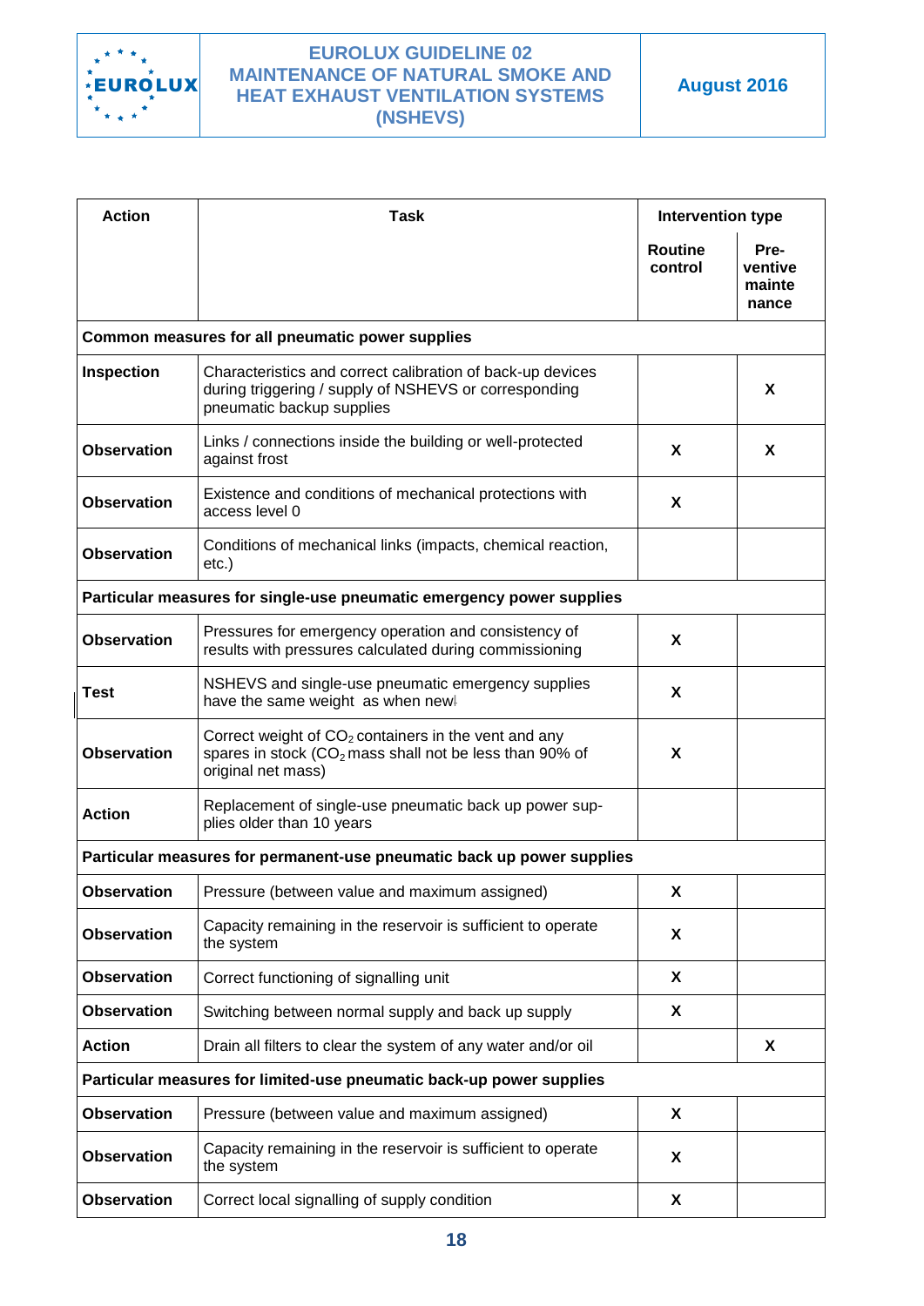| Action | Task | Intervention type | |
|---|---|---|---|
| | | Routine control | Pre-ventive mainte nance |
| **Common measures for all pneumatic power supplies** | | | |
| **Inspection** | Characteristics and correct calibration of back-up devices during triggering / supply of NSHEVS or corresponding pneumatic backup supplies | | X |
| **Observation** | Links / connections inside the building or well-protected against frost | X | X |
| **Observation** | Existence and conditions of mechanical protections with access level 0 | X | |
| **Observation** | Conditions of mechanical links (impacts, chemical reaction, etc.) | | |
| **Particular measures for single-use pneumatic emergency power supplies** | | | |
| **Observation** | Pressures for emergency operation and consistency of results with pressures calculated during commissioning | X | |
| **Test** | NSHEVS and single-use pneumatic emergency supplies have the same weight as when new | X | |
| **Observation** | Correct weight of $CO_2$ containers in the vent and any spares in stock ($CO_2$ mass shall not be less than 90% of original net mass) | X | |
| **Action** | Replacement of single-use pneumatic back up power sup-plies older than 10 years | | |
| **Particular measures for permanent-use pneumatic back up power supplies** | | | |
| **Observation** | Pressure (between value and maximum assigned) | X | |
| **Observation** | Capacity remaining in the reservoir is sufficient to operate the system | X | |
| **Observation** | Correct functioning of signalling unit | X | |
| **Observation** | Switching between normal supply and back up supply | X | |
| **Action** | Drain all filters to clear the system of any water and/or oil | | X |
| **Particular measures for limited-use pneumatic back-up power supplies** | | | |
| **Observation** | Pressure (between value and maximum assigned) | X | |
| **Observation** | Capacity remaining in the reservoir is sufficient to operate the system | X | |
| **Observation** | Correct local signalling of supply condition | X | |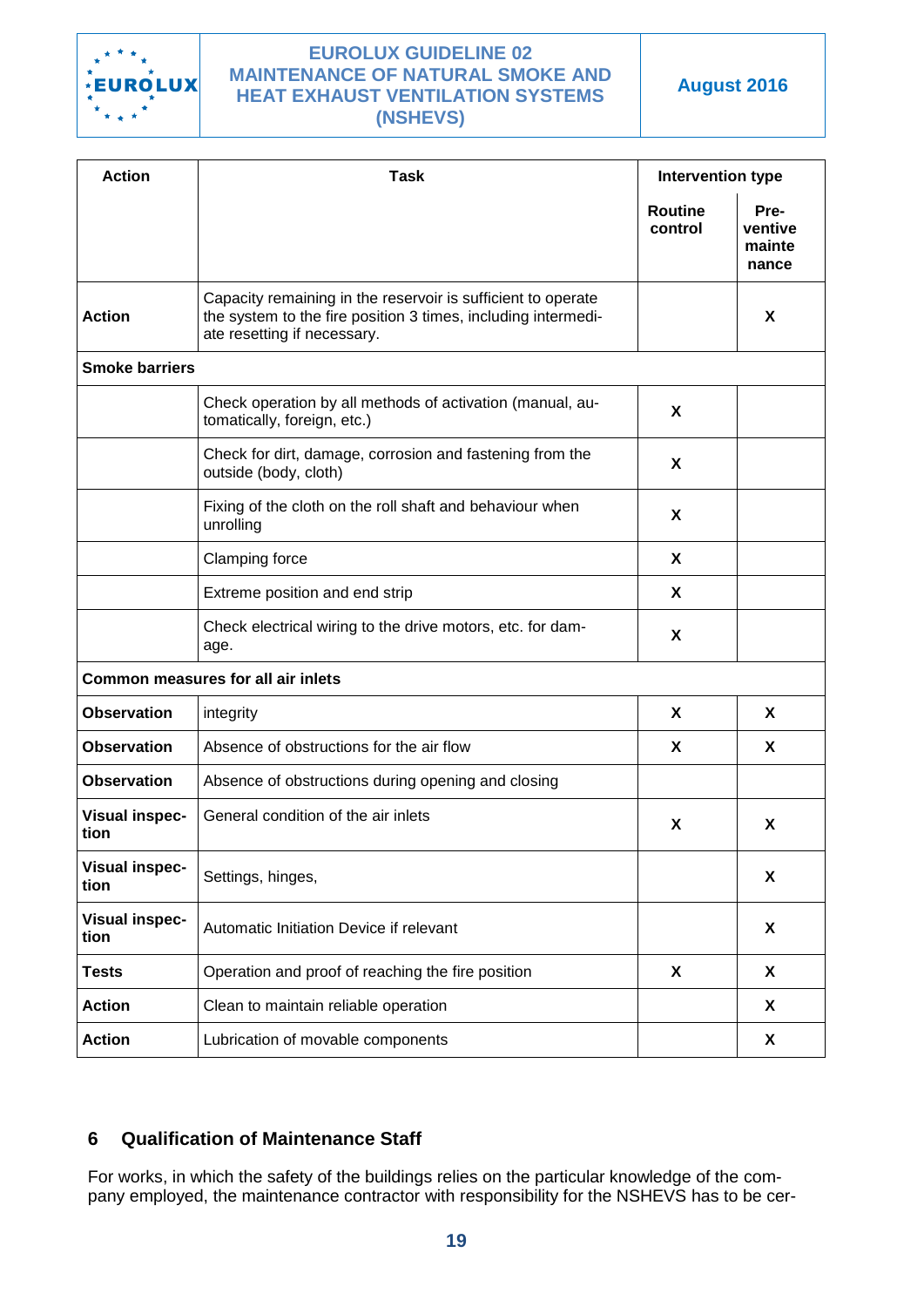| Action | Task | Intervention type | |
|---|---|---|---|
| | | Routine control | Pre-ventive mainte nance |
| **Action** | Capacity remaining in the reservoir is sufficient to operate the system to the fire position 3 times, including intermediate resetting if necessary. | | **X** |
| **Smoke barriers** | | | |
| | Check operation by all methods of activation (manual, automatically, foreign, etc.) | **X** | |
| | Check for dirt, damage, corrosion and fastening from the outside (body, cloth) | **X** | |
| | Fixing of the cloth on the roll shaft and behaviour when unrolling | **X** | |
| | Clamping force | **X** | |
| | Extreme position and end strip | **X** | |
| | Check electrical wiring to the drive motors, etc. for damage. | **X** | |
| **Common measures for all air inlets** | | | |
| **Observation** | integrity | **X** | **X** |
| **Observation** | Absence of obstructions for the air flow | **X** | **X** |
| **Observation** | Absence of obstructions during opening and closing | | |
| **Visual inspection** | General condition of the air inlets | **X** | **X** |
| **Visual inspection** | Settings, hinges, | | **X** |
| **Visual inspection** | Automatic Initiation Device if relevant | | **X** |
| **Tests** | Operation and proof of reaching the fire position | **X** | **X** |
| **Action** | Clean to maintain reliable operation | | **X** |
| **Action** | Lubrication of movable components | | **X** |

## 6 Qualification of Maintenance Staff

For works, in which the safety of the buildings relies on the particular knowledge of the company employed, the maintenance contractor with responsibility for the NSHEVS has to be cer-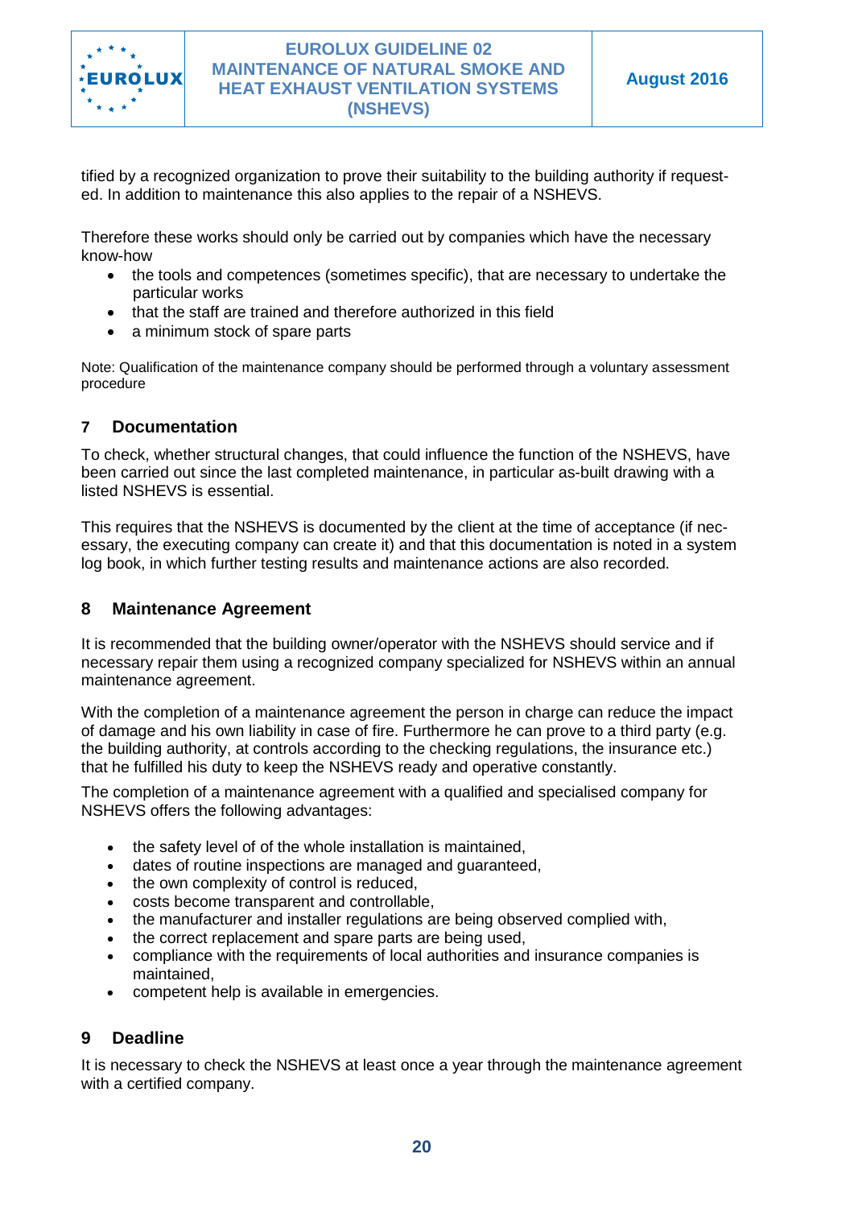tified by a recognized organization to prove their suitability to the building authority if requested. In addition to maintenance this also applies to the repair of a NSHEVS.

Therefore these works should only be carried out by companies which have the necessary know-how

- the tools and competences (sometimes specific), that are necessary to undertake the particular works
- that the staff are trained and therefore authorized in this field
- a minimum stock of spare parts

Note: Qualification of the maintenance company should be performed through a voluntary assessment procedure

## 7 Documentation

To check, whether structural changes, that could influence the function of the NSHEVS, have been carried out since the last completed maintenance, in particular as-built drawing with a listed NSHEVS is essential.

This requires that the NSHEVS is documented by the client at the time of acceptance (if necessary, the executing company can create it) and that this documentation is noted in a system log book, in which further testing results and maintenance actions are also recorded.

## 8 Maintenance Agreement

It is recommended that the building owner/operator with the NSHEVS should service and if necessary repair them using a recognized company specialized for NSHEVS within an annual maintenance agreement.

With the completion of a maintenance agreement the person in charge can reduce the impact of damage and his own liability in case of fire. Furthermore he can prove to a third party (e.g. the building authority, at controls according to the checking regulations, the insurance etc.) that he fulfilled his duty to keep the NSHEVS ready and operative constantly.

The completion of a maintenance agreement with a qualified and specialised company for NSHEVS offers the following advantages:

- the safety level of of the whole installation is maintained,
- dates of routine inspections are managed and guaranteed,
- the own complexity of control is reduced,
- costs become transparent and controllable,
- the manufacturer and installer regulations are being observed complied with,
- the correct replacement and spare parts are being used,
- compliance with the requirements of local authorities and insurance companies is maintained,
- competent help is available in emergencies.

## 9 Deadline

It is necessary to check the NSHEVS at least once a year through the maintenance agreement with a certified company.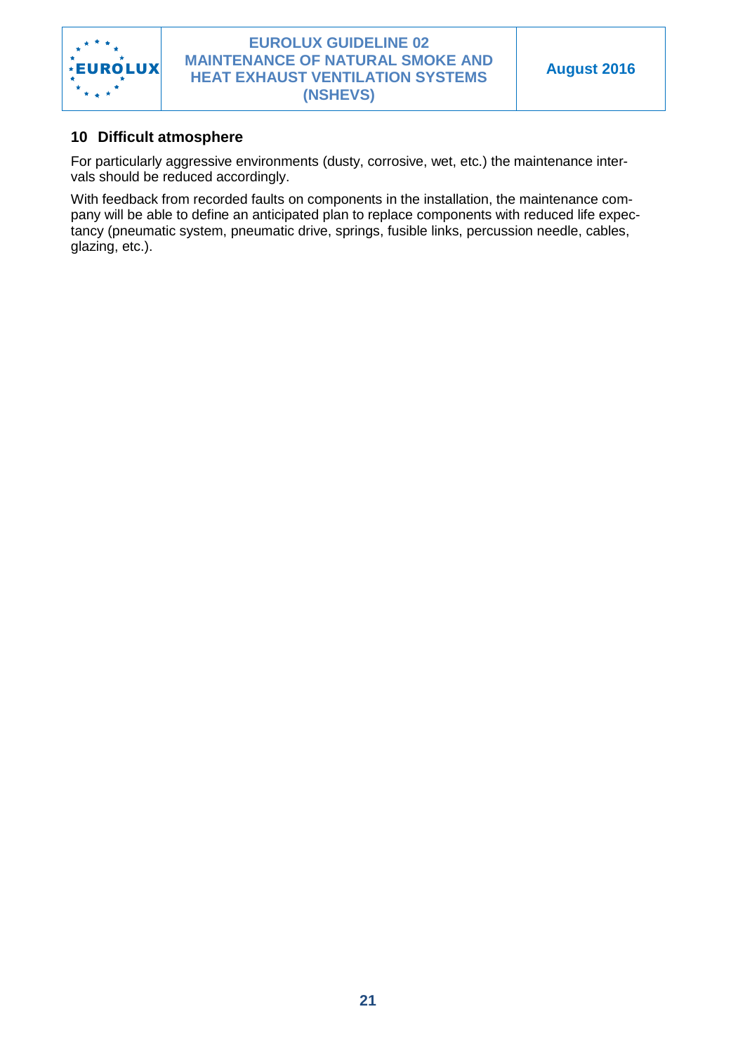## 10 Difficult atmosphere

For particularly aggressive environments (dusty, corrosive, wet, etc.) the maintenance intervals should be reduced accordingly.

With feedback from recorded faults on components in the installation, the maintenance company will be able to define an anticipated plan to replace components with reduced life expectancy (pneumatic system, pneumatic drive, springs, fusible links, percussion needle, cables, glazing, etc.).